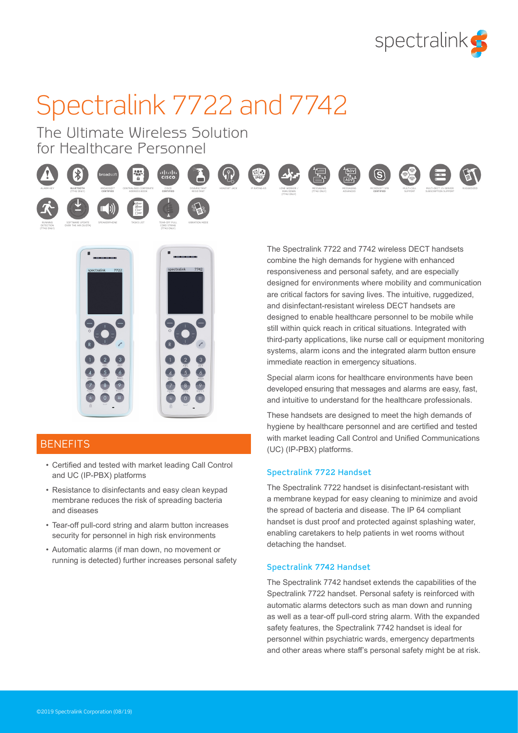# Spectralink 7722 and 7742

## The Ultimate Wireless Solution for Healthcare Personnel

ALARM KEY · BLUETOOTH (7742 ONLY) · BROADSOFT CERTIFIED · CENTRALISED CORPORATE ADDRESS BOOK · CISCO CERTIFIED · DISINFECTANT RESISTANT · HEADSET JACK · IP RATING 65 · LONE WORKER / MAN DOWN (7742 ONLY) · MESSAGING (7742 ONLY) · MESSAGING ADVANCED · MICROSOFT SFB CERTIFIED · MULTI-CELL SUPPORT · MULTI-DECT 15-SERVER SUBSCRIPTION SUPPORT · RUGGEDIZED · RUNNING DETECTION (7742 ONLY) · SOFTWARE UPDATE OVER THE AIR (SUOTA) · SPEAKERPHONE · TASKS LIST · TEAR-OFF PULL CORD STRING (7742 ONLY) · VIBRATION MODE

## BENEFITS

- Certified and tested with market leading Call Control and UC (IP-PBX) platforms
- Resistance to disinfectants and easy clean keypad membrane reduces the risk of spreading bacteria and diseases
- Tear-off pull-cord string and alarm button increases security for personnel in high risk environments
- Automatic alarms (if man down, no movement or running is detected) further increases personal safety

The Spectralink 7722 and 7742 wireless DECT handsets combine the high demands for hygiene with enhanced responsiveness and personal safety, and are especially designed for environments where mobility and communication are critical factors for saving lives. The intuitive, ruggedized, and disinfectant-resistant wireless DECT handsets are designed to enable healthcare personnel to be mobile while still within quick reach in critical situations. Integrated with third-party applications, like nurse call or equipment monitoring systems, alarm icons and the integrated alarm button ensure immediate reaction in emergency situations.

Special alarm icons for healthcare environments have been developed ensuring that messages and alarms are easy, fast, and intuitive to understand for the healthcare professionals.

These handsets are designed to meet the high demands of hygiene by healthcare personnel and are certified and tested with market leading Call Control and Unified Communications (UC) (IP-PBX) platforms.

### Spectralink 7722 Handset

The Spectralink 7722 handset is disinfectant-resistant with a membrane keypad for easy cleaning to minimize and avoid the spread of bacteria and disease. The IP 64 compliant handset is dust proof and protected against splashing water, enabling caretakers to help patients in wet rooms without detaching the handset.

### Spectralink 7742 Handset

The Spectralink 7742 handset extends the capabilities of the Spectralink 7722 handset. Personal safety is reinforced with automatic alarms detectors such as man down and running as well as a tear-off pull-cord string alarm. With the expanded safety features, the Spectralink 7742 handset is ideal for personnel within psychiatric wards, emergency departments and other areas where staff's personal safety might be at risk.

©2019 Spectralink Corporation (08/19)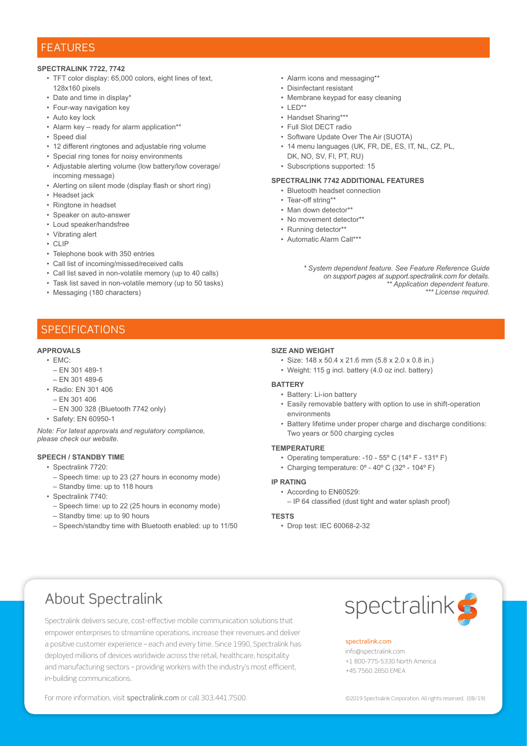## FEATURES

**SPECTRALINK 7722, 7742**

- TFT color display: 65,000 colors, eight lines of text, 128x160 pixels
- Date and time in display*
- Four-way navigation key
- Auto key lock
- Alarm key – ready for alarm application**
- Speed dial
- 12 different ringtones and adjustable ring volume
- Special ring tones for noisy environments
- Adjustable alerting volume (low battery/low coverage/ incoming message)
- Alerting on silent mode (display flash or short ring)
- Headset jack
- Ringtone in headset
- Speaker on auto-answer
- Loud speaker/handsfree
- Vibrating alert
- CLIP
- Telephone book with 350 entries
- Call list of incoming/missed/received calls
- Call list saved in non-volatile memory (up to 40 calls)
- Task list saved in non-volatile memory (up to 50 tasks)
- Messaging (180 characters)
- Alarm icons and messaging**
- Disinfectant resistant
- Membrane keypad for easy cleaning
- LED**
- Handset Sharing***
- Full Slot DECT radio
- Software Update Over The Air (SUOTA)
- 14 menu languages (UK, FR, DE, ES, IT, NL, CZ, PL, DK, NO, SV, FI, PT, RU)
- Subscriptions supported: 15

**SPECTRALINK 7742 ADDITIONAL FEATURES**

- Bluetooth headset connection
- Tear-off string**
- Man down detector**
- No movement detector**
- Running detector**
- Automatic Alarm Call***

*\* System dependent feature. See Feature Reference Guide on support pages at support.spectralink.com for details.*
*\*\* Application dependent feature.*
*\*\*\* License required.*

## SPECIFICATIONS

**APPROVALS**

- EMC:
  - EN 301 489-1
  - EN 301 489-6
- Radio: EN 301 406
  - EN 301 406
  - EN 300 328 (Bluetooth 7742 only)
- Safety: EN 60950-1

*Note: For latest approvals and regulatory compliance, please check our website.*

**SPEECH / STANDBY TIME**

- Spectralink 7720:
  - Speech time: up to 23 (27 hours in economy mode)
  - Standby time: up to 118 hours
- Spectralink 7740:
  - Speech time: up to 22 (25 hours in economy mode)
  - Standby time: up to 90 hours
  - Speech/standby time with Bluetooth enabled: up to 11/50

**SIZE AND WEIGHT**

- Size: 148 x 50.4 x 21.6 mm (5.8 x 2.0 x 0.8 in.)
- Weight: 115 g incl. battery (4.0 oz incl. battery)

**BATTERY**

- Battery: Li-ion battery
- Easily removable battery with option to use in shift-operation environments
- Battery lifetime under proper charge and discharge conditions: Two years or 500 charging cycles

**TEMPERATURE**

- Operating temperature: -10 - 55º C (14º F - 131º F)
- Charging temperature: 0º - 40º C (32º - 104º F)

**IP RATING**

- According to EN60529:
  - IP 64 classified (dust tight and water splash proof)

**TESTS**

- Drop test: IEC 60068-2-32

## About Spectralink

Spectralink delivers secure, cost-effective mobile communication solutions that empower enterprises to streamline operations, increase their revenues and deliver a positive customer experience – each and every time. Since 1990, Spectralink has deployed millions of devices worldwide across the retail, healthcare, hospitality and manufacturing sectors – providing workers with the industry's most efficient, in-building communications.

For more information, visit spectralink.com or call 303.441.7500.

spectralink

spectralink.com
info@spectralink.com
+1 800-775-5330 North America
+45 7560 2850 EMEA

©2019 Spectralink Corporation. All rights reserved. (08/19)